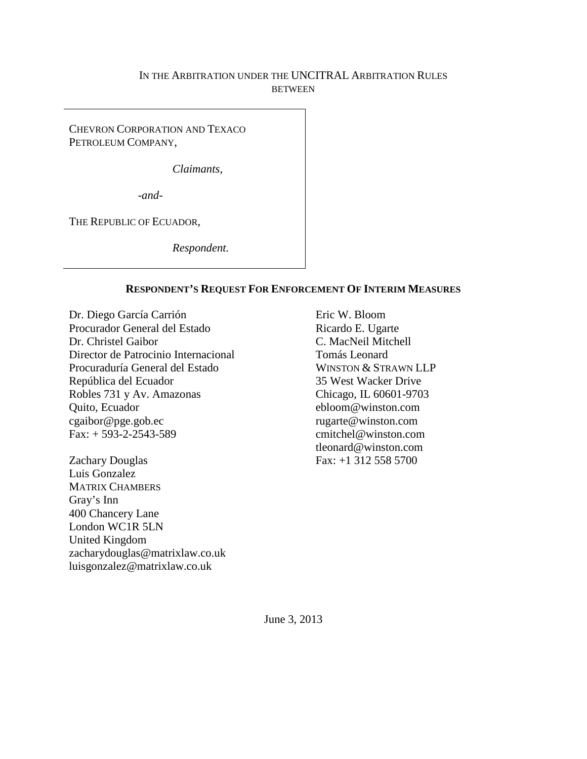IN THE ARBITRATION UNDER THE UNCITRAL ARBITRATION RULES
BETWEEN

CHEVRON CORPORATION AND TEXACO PETROLEUM COMPANY,

*Claimants*,

*-and-*

THE REPUBLIC OF ECUADOR,

*Respondent.*

**RESPONDENT'S REQUEST FOR ENFORCEMENT OF INTERIM MEASURES**

Dr. Diego García Carrión
Procurador General del Estado
Dr. Christel Gaibor
Director de Patrocinio Internacional
Procuraduría General del Estado
República del Ecuador
Robles 731 y Av. Amazonas
Quito, Ecuador
cgaibor@pge.gob.ec
Fax: + 593-2-2543-589

Zachary Douglas
Luis Gonzalez
MATRIX CHAMBERS
Gray's Inn
400 Chancery Lane
London WC1R 5LN
United Kingdom
zacharydouglas@matrixlaw.co.uk
luisgonzalez@matrixlaw.co.uk

Eric W. Bloom
Ricardo E. Ugarte
C. MacNeil Mitchell
Tomás Leonard
WINSTON & STRAWN LLP
35 West Wacker Drive
Chicago, IL 60601-9703
ebloom@winston.com
rugarte@winston.com
cmitchel@winston.com
tleonard@winston.com
Fax: +1 312 558 5700

June 3, 2013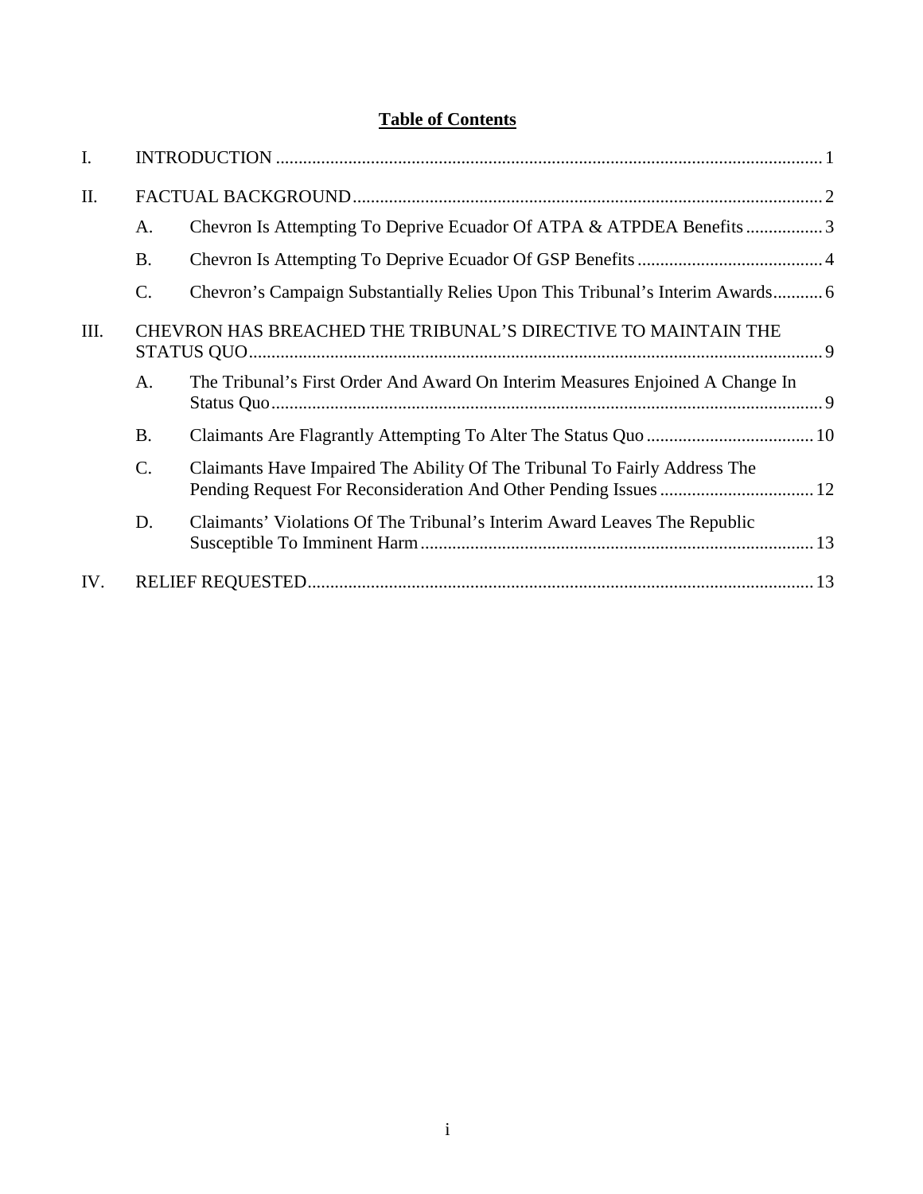# Table of Contents

| | | | |
|---|---|---|---|
| I. | INTRODUCTION | | 1 |
| II. | FACTUAL BACKGROUND | | 2 |
| | A. | Chevron Is Attempting To Deprive Ecuador Of ATPA & ATPDEA Benefits | 3 |
| | B. | Chevron Is Attempting To Deprive Ecuador Of GSP Benefits | 4 |
| | C. | Chevron's Campaign Substantially Relies Upon This Tribunal's Interim Awards | 6 |
| III. | CHEVRON HAS BREACHED THE TRIBUNAL'S DIRECTIVE TO MAINTAIN THE STATUS QUO | | 9 |
| | A. | The Tribunal's First Order And Award On Interim Measures Enjoined A Change In Status Quo | 9 |
| | B. | Claimants Are Flagrantly Attempting To Alter The Status Quo | 10 |
| | C. | Claimants Have Impaired The Ability Of The Tribunal To Fairly Address The Pending Request For Reconsideration And Other Pending Issues | 12 |
| | D. | Claimants' Violations Of The Tribunal's Interim Award Leaves The Republic Susceptible To Imminent Harm | 13 |
| IV. | RELIEF REQUESTED | | 13 |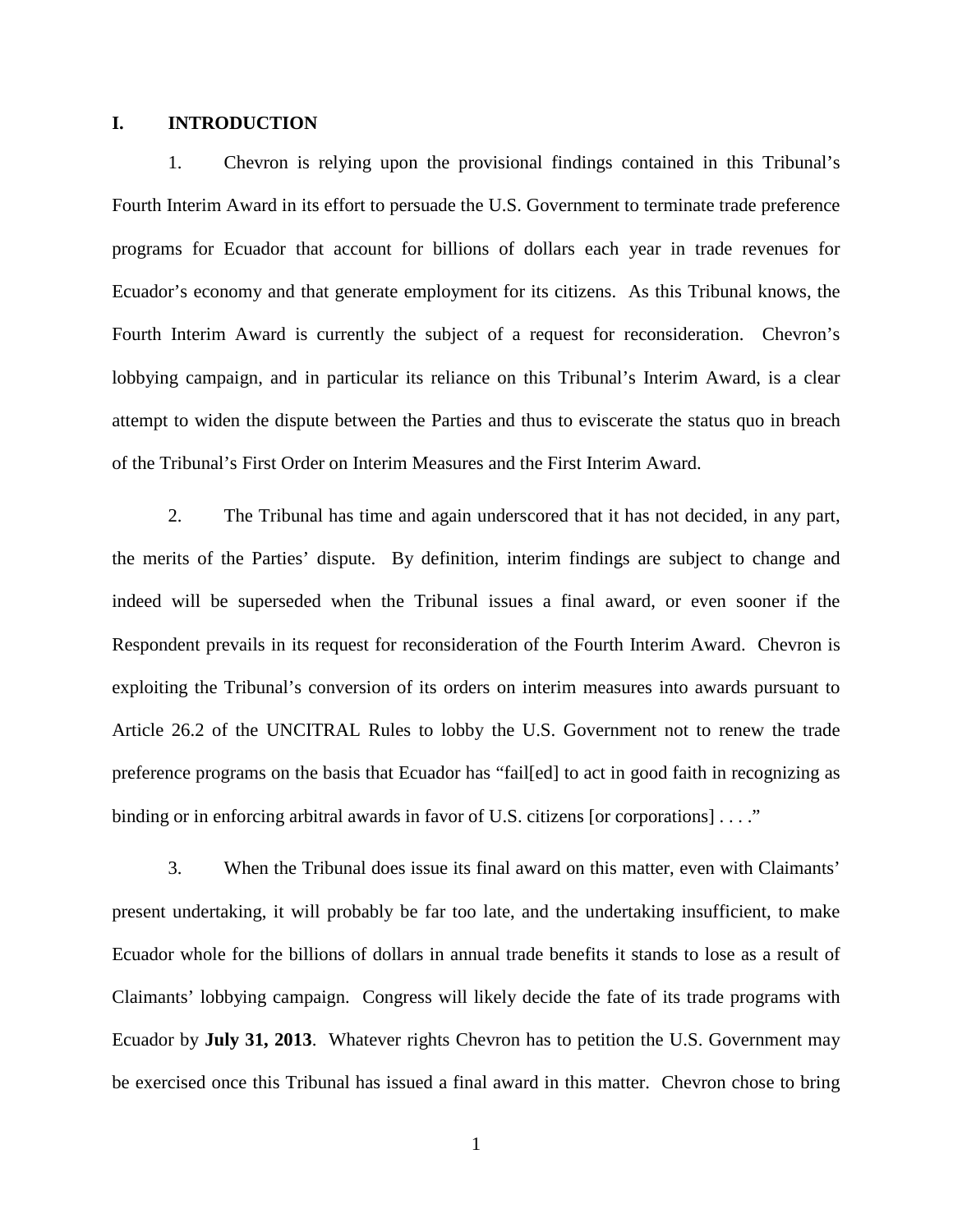# I. INTRODUCTION

1. Chevron is relying upon the provisional findings contained in this Tribunal's Fourth Interim Award in its effort to persuade the U.S. Government to terminate trade preference programs for Ecuador that account for billions of dollars each year in trade revenues for Ecuador's economy and that generate employment for its citizens. As this Tribunal knows, the Fourth Interim Award is currently the subject of a request for reconsideration. Chevron's lobbying campaign, and in particular its reliance on this Tribunal's Interim Award, is a clear attempt to widen the dispute between the Parties and thus to eviscerate the status quo in breach of the Tribunal's First Order on Interim Measures and the First Interim Award.

2. The Tribunal has time and again underscored that it has not decided, in any part, the merits of the Parties' dispute. By definition, interim findings are subject to change and indeed will be superseded when the Tribunal issues a final award, or even sooner if the Respondent prevails in its request for reconsideration of the Fourth Interim Award. Chevron is exploiting the Tribunal's conversion of its orders on interim measures into awards pursuant to Article 26.2 of the UNCITRAL Rules to lobby the U.S. Government not to renew the trade preference programs on the basis that Ecuador has "fail[ed] to act in good faith in recognizing as binding or in enforcing arbitral awards in favor of U.S. citizens [or corporations] . . . ."

3. When the Tribunal does issue its final award on this matter, even with Claimants' present undertaking, it will probably be far too late, and the undertaking insufficient, to make Ecuador whole for the billions of dollars in annual trade benefits it stands to lose as a result of Claimants' lobbying campaign. Congress will likely decide the fate of its trade programs with Ecuador by **July 31, 2013**. Whatever rights Chevron has to petition the U.S. Government may be exercised once this Tribunal has issued a final award in this matter. Chevron chose to bring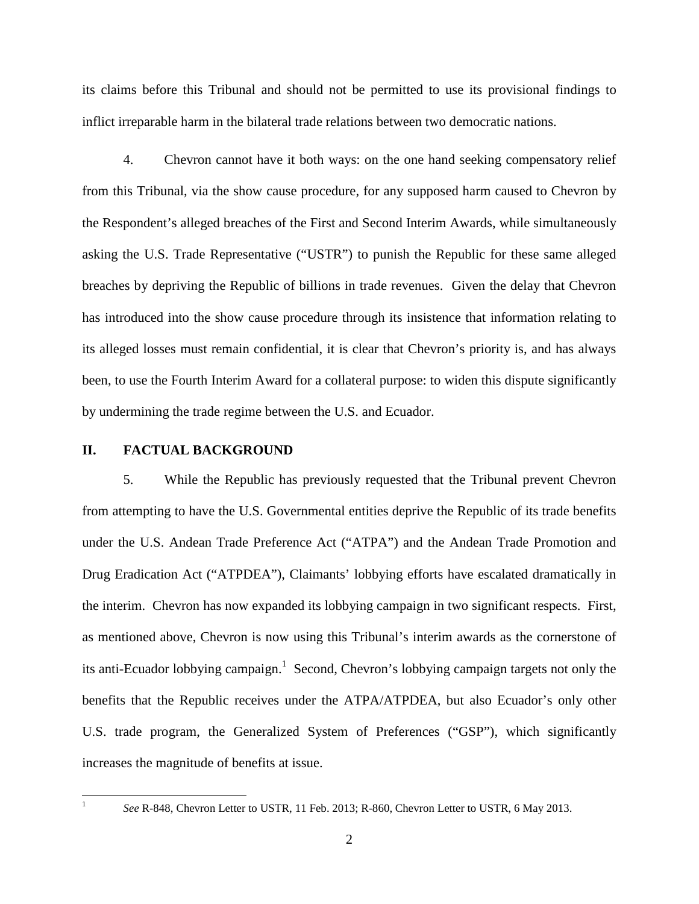its claims before this Tribunal and should not be permitted to use its provisional findings to inflict irreparable harm in the bilateral trade relations between two democratic nations.

4. Chevron cannot have it both ways: on the one hand seeking compensatory relief from this Tribunal, via the show cause procedure, for any supposed harm caused to Chevron by the Respondent's alleged breaches of the First and Second Interim Awards, while simultaneously asking the U.S. Trade Representative ("USTR") to punish the Republic for these same alleged breaches by depriving the Republic of billions in trade revenues. Given the delay that Chevron has introduced into the show cause procedure through its insistence that information relating to its alleged losses must remain confidential, it is clear that Chevron's priority is, and has always been, to use the Fourth Interim Award for a collateral purpose: to widen this dispute significantly by undermining the trade regime between the U.S. and Ecuador.

## II. FACTUAL BACKGROUND

5. While the Republic has previously requested that the Tribunal prevent Chevron from attempting to have the U.S. Governmental entities deprive the Republic of its trade benefits under the U.S. Andean Trade Preference Act ("ATPA") and the Andean Trade Promotion and Drug Eradication Act ("ATPDEA"), Claimants' lobbying efforts have escalated dramatically in the interim. Chevron has now expanded its lobbying campaign in two significant respects. First, as mentioned above, Chevron is now using this Tribunal's interim awards as the cornerstone of its anti-Ecuador lobbying campaign.[1] Second, Chevron's lobbying campaign targets not only the benefits that the Republic receives under the ATPA/ATPDEA, but also Ecuador's only other U.S. trade program, the Generalized System of Preferences ("GSP"), which significantly increases the magnitude of benefits at issue.

---

[1] *See* R-848, Chevron Letter to USTR, 11 Feb. 2013; R-860, Chevron Letter to USTR, 6 May 2013.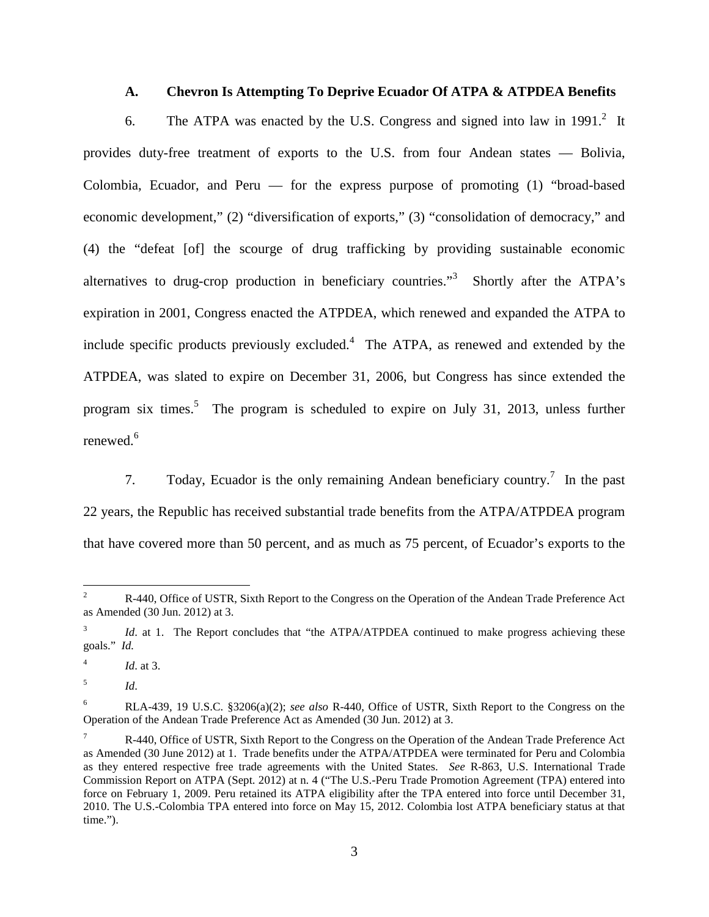### A. Chevron Is Attempting To Deprive Ecuador Of ATPA & ATPDEA Benefits

6. The ATPA was enacted by the U.S. Congress and signed into law in 1991.[2] It provides duty-free treatment of exports to the U.S. from four Andean states — Bolivia, Colombia, Ecuador, and Peru — for the express purpose of promoting (1) "broad-based economic development," (2) "diversification of exports," (3) "consolidation of democracy," and (4) the "defeat [of] the scourge of drug trafficking by providing sustainable economic alternatives to drug-crop production in beneficiary countries."[3] Shortly after the ATPA's expiration in 2001, Congress enacted the ATPDEA, which renewed and expanded the ATPA to include specific products previously excluded.[4] The ATPA, as renewed and extended by the ATPDEA, was slated to expire on December 31, 2006, but Congress has since extended the program six times.[5] The program is scheduled to expire on July 31, 2013, unless further renewed.[6]

7. Today, Ecuador is the only remaining Andean beneficiary country.[7] In the past 22 years, the Republic has received substantial trade benefits from the ATPA/ATPDEA program that have covered more than 50 percent, and as much as 75 percent, of Ecuador's exports to the

---

[2] R-440, Office of USTR, Sixth Report to the Congress on the Operation of the Andean Trade Preference Act as Amended (30 Jun. 2012) at 3.

[3] *Id*. at 1. The Report concludes that "the ATPA/ATPDEA continued to make progress achieving these goals." *Id.*

[4] *Id*. at 3.

[5] *Id*.

[6] RLA-439, 19 U.S.C. §3206(a)(2); *see also* R-440, Office of USTR, Sixth Report to the Congress on the Operation of the Andean Trade Preference Act as Amended (30 Jun. 2012) at 3.

[7] R-440, Office of USTR, Sixth Report to the Congress on the Operation of the Andean Trade Preference Act as Amended (30 June 2012) at 1. Trade benefits under the ATPA/ATPDEA were terminated for Peru and Colombia as they entered respective free trade agreements with the United States. *See* R-863, U.S. International Trade Commission Report on ATPA (Sept. 2012) at n. 4 ("The U.S.-Peru Trade Promotion Agreement (TPA) entered into force on February 1, 2009. Peru retained its ATPA eligibility after the TPA entered into force until December 31, 2010. The U.S.-Colombia TPA entered into force on May 15, 2012. Colombia lost ATPA beneficiary status at that time.").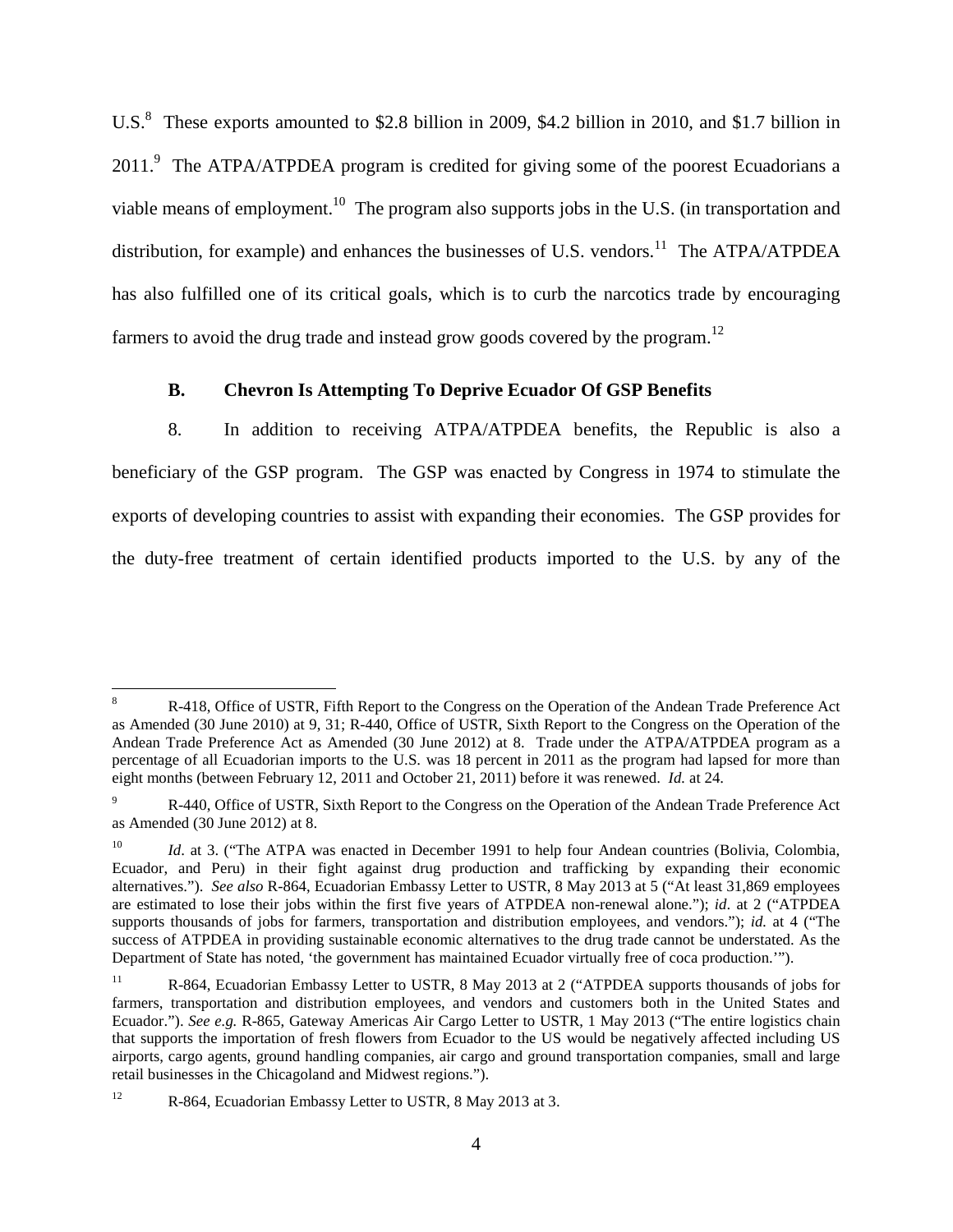U.S.[8] These exports amounted to \$2.8 billion in 2009, \$4.2 billion in 2010, and \$1.7 billion in 2011.[9] The ATPA/ATPDEA program is credited for giving some of the poorest Ecuadorians a viable means of employment.[10] The program also supports jobs in the U.S. (in transportation and distribution, for example) and enhances the businesses of U.S. vendors.[11] The ATPA/ATPDEA has also fulfilled one of its critical goals, which is to curb the narcotics trade by encouraging farmers to avoid the drug trade and instead grow goods covered by the program.[12]

### B. Chevron Is Attempting To Deprive Ecuador Of GSP Benefits

8. In addition to receiving ATPA/ATPDEA benefits, the Republic is also a beneficiary of the GSP program. The GSP was enacted by Congress in 1974 to stimulate the exports of developing countries to assist with expanding their economies. The GSP provides for the duty-free treatment of certain identified products imported to the U.S. by any of the

---

[8] R-418, Office of USTR, Fifth Report to the Congress on the Operation of the Andean Trade Preference Act as Amended (30 June 2010) at 9, 31; R-440, Office of USTR, Sixth Report to the Congress on the Operation of the Andean Trade Preference Act as Amended (30 June 2012) at 8. Trade under the ATPA/ATPDEA program as a percentage of all Ecuadorian imports to the U.S. was 18 percent in 2011 as the program had lapsed for more than eight months (between February 12, 2011 and October 21, 2011) before it was renewed. *Id.* at 24.

[9] R-440, Office of USTR, Sixth Report to the Congress on the Operation of the Andean Trade Preference Act as Amended (30 June 2012) at 8.

[10] *Id*. at 3. ("The ATPA was enacted in December 1991 to help four Andean countries (Bolivia, Colombia, Ecuador, and Peru) in their fight against drug production and trafficking by expanding their economic alternatives."). *See also* R-864, Ecuadorian Embassy Letter to USTR, 8 May 2013 at 5 ("At least 31,869 employees are estimated to lose their jobs within the first five years of ATPDEA non-renewal alone."); *id*. at 2 ("ATPDEA supports thousands of jobs for farmers, transportation and distribution employees, and vendors."); *id.* at 4 ("The success of ATPDEA in providing sustainable economic alternatives to the drug trade cannot be understated. As the Department of State has noted, 'the government has maintained Ecuador virtually free of coca production.'").

[11] R-864, Ecuadorian Embassy Letter to USTR, 8 May 2013 at 2 ("ATPDEA supports thousands of jobs for farmers, transportation and distribution employees, and vendors and customers both in the United States and Ecuador."). *See e.g.* R-865, Gateway Americas Air Cargo Letter to USTR, 1 May 2013 ("The entire logistics chain that supports the importation of fresh flowers from Ecuador to the US would be negatively affected including US airports, cargo agents, ground handling companies, air cargo and ground transportation companies, small and large retail businesses in the Chicagoland and Midwest regions.").

[12] R-864, Ecuadorian Embassy Letter to USTR, 8 May 2013 at 3.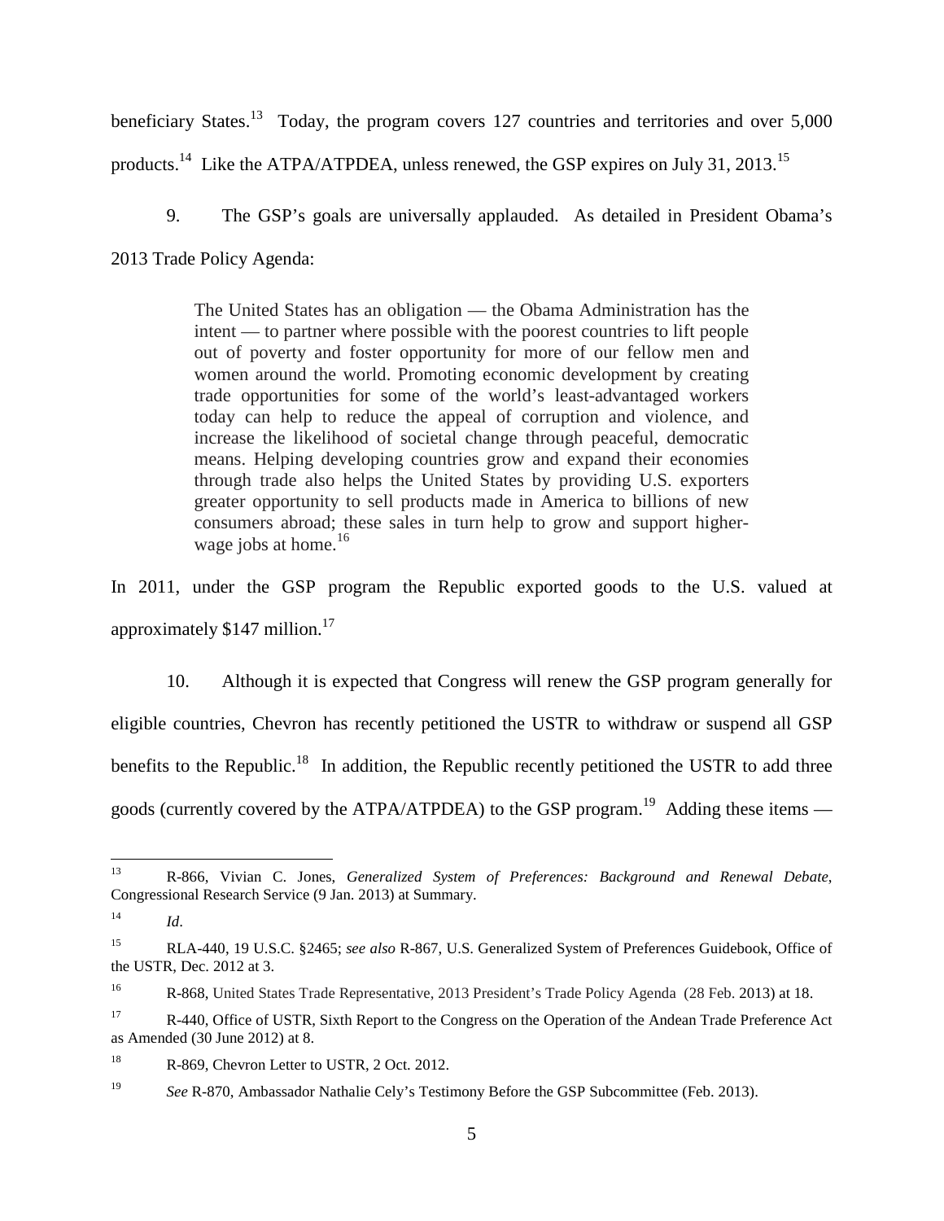beneficiary States.[13] Today, the program covers 127 countries and territories and over 5,000 products.[14] Like the ATPA/ATPDEA, unless renewed, the GSP expires on July 31, 2013.[15]

9. The GSP's goals are universally applauded. As detailed in President Obama's 2013 Trade Policy Agenda:

> The United States has an obligation — the Obama Administration has the intent — to partner where possible with the poorest countries to lift people out of poverty and foster opportunity for more of our fellow men and women around the world. Promoting economic development by creating trade opportunities for some of the world's least-advantaged workers today can help to reduce the appeal of corruption and violence, and increase the likelihood of societal change through peaceful, democratic means. Helping developing countries grow and expand their economies through trade also helps the United States by providing U.S. exporters greater opportunity to sell products made in America to billions of new consumers abroad; these sales in turn help to grow and support higher-wage jobs at home.[16]

In 2011, under the GSP program the Republic exported goods to the U.S. valued at approximately $147 million.[17]

10. Although it is expected that Congress will renew the GSP program generally for eligible countries, Chevron has recently petitioned the USTR to withdraw or suspend all GSP benefits to the Republic.[18] In addition, the Republic recently petitioned the USTR to add three goods (currently covered by the ATPA/ATPDEA) to the GSP program.[19] Adding these items —

---

[13] R-866, Vivian C. Jones, *Generalized System of Preferences: Background and Renewal Debate*, Congressional Research Service (9 Jan. 2013) at Summary.

[14] *Id*.

[15] RLA-440, 19 U.S.C. §2465; *see also* R-867, U.S. Generalized System of Preferences Guidebook, Office of the USTR, Dec. 2012 at 3.

[16] R-868, United States Trade Representative, 2013 President's Trade Policy Agenda (28 Feb. 2013) at 18.

[17] R-440, Office of USTR, Sixth Report to the Congress on the Operation of the Andean Trade Preference Act as Amended (30 June 2012) at 8.

[18] R-869, Chevron Letter to USTR, 2 Oct. 2012.

[19] *See* R-870, Ambassador Nathalie Cely's Testimony Before the GSP Subcommittee (Feb. 2013).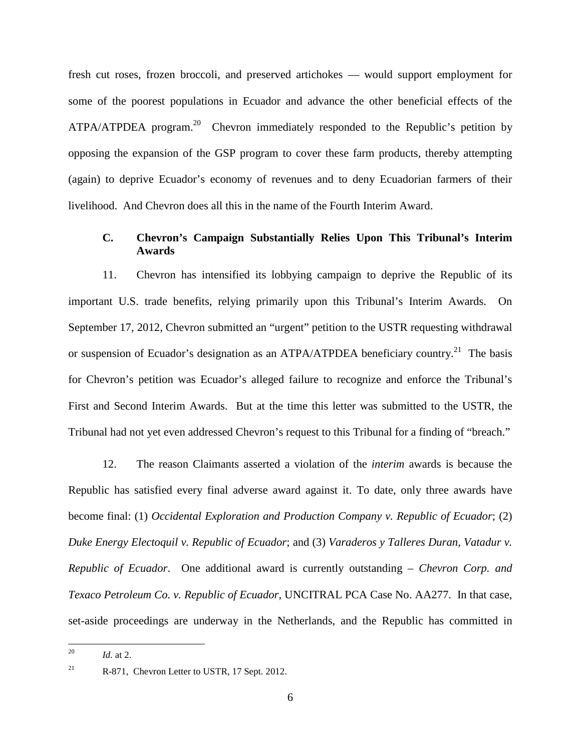fresh cut roses, frozen broccoli, and preserved artichokes — would support employment for some of the poorest populations in Ecuador and advance the other beneficial effects of the ATPA/ATPDEA program.[20] Chevron immediately responded to the Republic's petition by opposing the expansion of the GSP program to cover these farm products, thereby attempting (again) to deprive Ecuador's economy of revenues and to deny Ecuadorian farmers of their livelihood. And Chevron does all this in the name of the Fourth Interim Award.

### C. Chevron's Campaign Substantially Relies Upon This Tribunal's Interim Awards

11. Chevron has intensified its lobbying campaign to deprive the Republic of its important U.S. trade benefits, relying primarily upon this Tribunal's Interim Awards. On September 17, 2012, Chevron submitted an "urgent" petition to the USTR requesting withdrawal or suspension of Ecuador's designation as an ATPA/ATPDEA beneficiary country.[21] The basis for Chevron's petition was Ecuador's alleged failure to recognize and enforce the Tribunal's First and Second Interim Awards. But at the time this letter was submitted to the USTR, the Tribunal had not yet even addressed Chevron's request to this Tribunal for a finding of "breach."

12. The reason Claimants asserted a violation of the *interim* awards is because the Republic has satisfied every final adverse award against it. To date, only three awards have become final: (1) *Occidental Exploration and Production Company v. Republic of Ecuador*; (2) *Duke Energy Electoquil v. Republic of Ecuador*; and (3) *Varaderos y Talleres Duran, Vatadur v. Republic of Ecuador*. One additional award is currently outstanding – *Chevron Corp. and Texaco Petroleum Co. v. Republic of Ecuador*, UNCITRAL PCA Case No. AA277. In that case, set-aside proceedings are underway in the Netherlands, and the Republic has committed in

---

[20] *Id.* at 2.

[21] R-871, Chevron Letter to USTR, 17 Sept. 2012.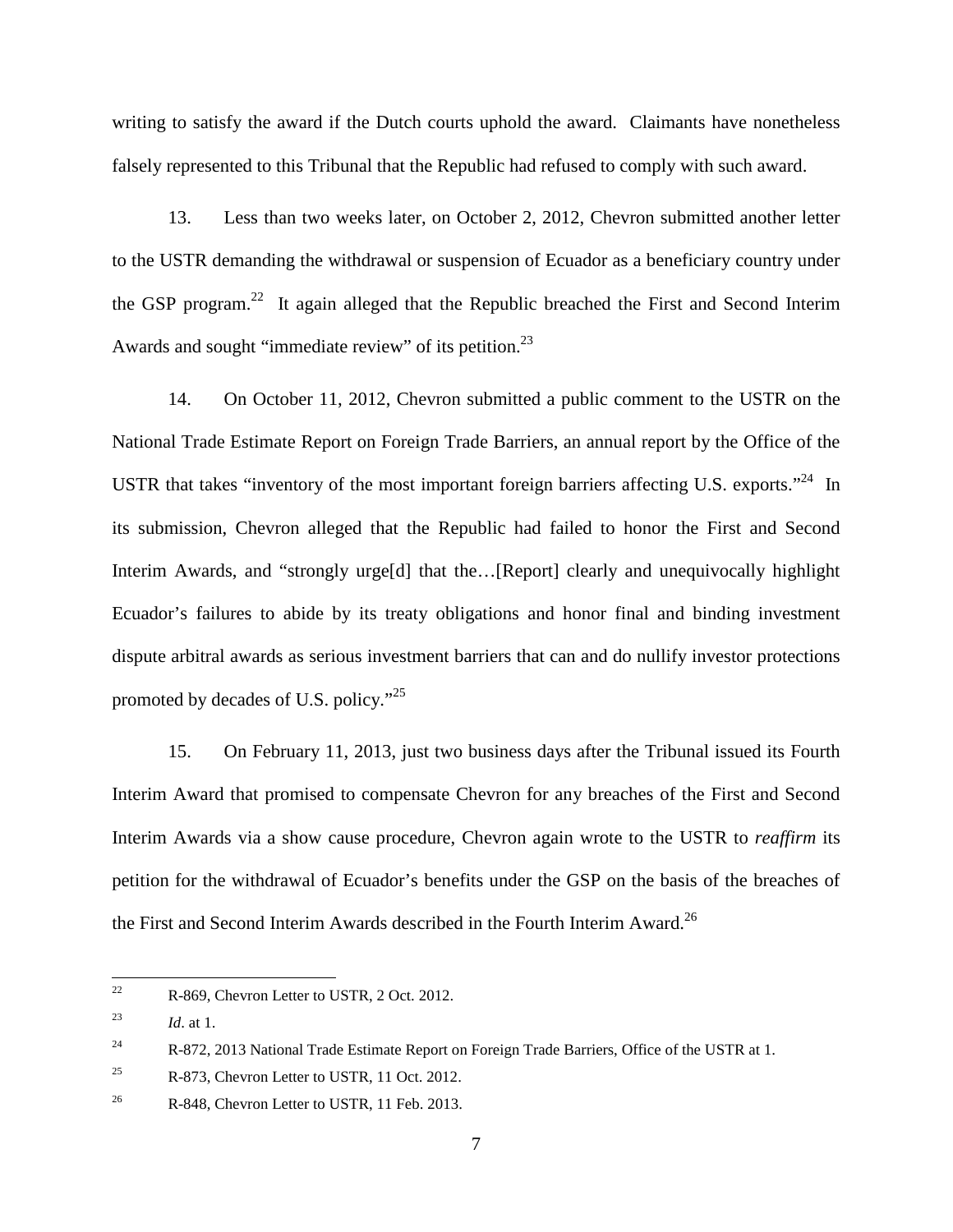writing to satisfy the award if the Dutch courts uphold the award. Claimants have nonetheless falsely represented to this Tribunal that the Republic had refused to comply with such award.

13. Less than two weeks later, on October 2, 2012, Chevron submitted another letter to the USTR demanding the withdrawal or suspension of Ecuador as a beneficiary country under the GSP program.[22] It again alleged that the Republic breached the First and Second Interim Awards and sought "immediate review" of its petition.[23]

14. On October 11, 2012, Chevron submitted a public comment to the USTR on the National Trade Estimate Report on Foreign Trade Barriers, an annual report by the Office of the USTR that takes "inventory of the most important foreign barriers affecting U.S. exports."[24] In its submission, Chevron alleged that the Republic had failed to honor the First and Second Interim Awards, and "strongly urge[d] that the…[Report] clearly and unequivocally highlight Ecuador's failures to abide by its treaty obligations and honor final and binding investment dispute arbitral awards as serious investment barriers that can and do nullify investor protections promoted by decades of U.S. policy."[25]

15. On February 11, 2013, just two business days after the Tribunal issued its Fourth Interim Award that promised to compensate Chevron for any breaches of the First and Second Interim Awards via a show cause procedure, Chevron again wrote to the USTR to *reaffirm* its petition for the withdrawal of Ecuador's benefits under the GSP on the basis of the breaches of the First and Second Interim Awards described in the Fourth Interim Award.[26]

---

[22] R-869, Chevron Letter to USTR, 2 Oct. 2012.

[23] *Id*. at 1.

[24] R-872, 2013 National Trade Estimate Report on Foreign Trade Barriers, Office of the USTR at 1.

[25] R-873, Chevron Letter to USTR, 11 Oct. 2012.

[26] R-848, Chevron Letter to USTR, 11 Feb. 2013.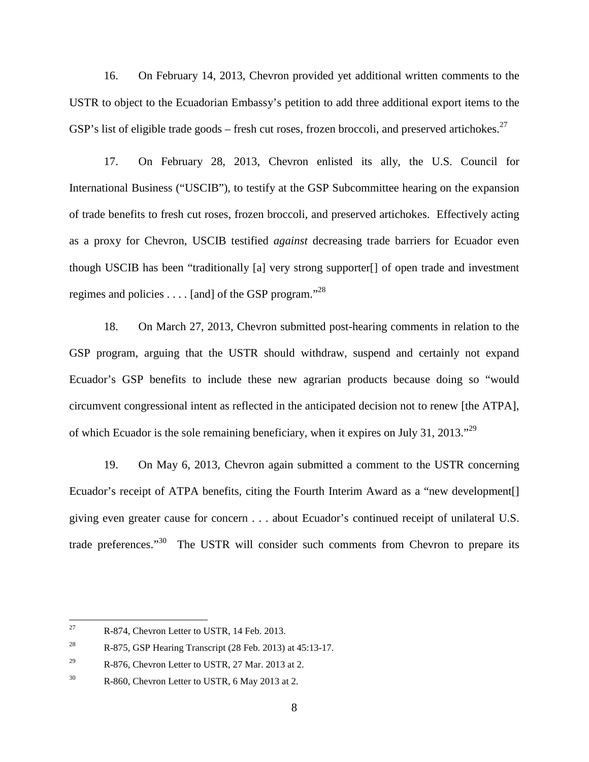16. On February 14, 2013, Chevron provided yet additional written comments to the USTR to object to the Ecuadorian Embassy's petition to add three additional export items to the GSP's list of eligible trade goods – fresh cut roses, frozen broccoli, and preserved artichokes.[27]

17. On February 28, 2013, Chevron enlisted its ally, the U.S. Council for International Business ("USCIB"), to testify at the GSP Subcommittee hearing on the expansion of trade benefits to fresh cut roses, frozen broccoli, and preserved artichokes. Effectively acting as a proxy for Chevron, USCIB testified *against* decreasing trade barriers for Ecuador even though USCIB has been "traditionally [a] very strong supporter[] of open trade and investment regimes and policies . . . . [and] of the GSP program."[28]

18. On March 27, 2013, Chevron submitted post-hearing comments in relation to the GSP program, arguing that the USTR should withdraw, suspend and certainly not expand Ecuador's GSP benefits to include these new agrarian products because doing so "would circumvent congressional intent as reflected in the anticipated decision not to renew [the ATPA], of which Ecuador is the sole remaining beneficiary, when it expires on July 31, 2013."[29]

19. On May 6, 2013, Chevron again submitted a comment to the USTR concerning Ecuador's receipt of ATPA benefits, citing the Fourth Interim Award as a "new development[] giving even greater cause for concern . . . about Ecuador's continued receipt of unilateral U.S. trade preferences."[30] The USTR will consider such comments from Chevron to prepare its

---

[27] R-874, Chevron Letter to USTR, 14 Feb. 2013.

[28] R-875, GSP Hearing Transcript (28 Feb. 2013) at 45:13-17.

[29] R-876, Chevron Letter to USTR, 27 Mar. 2013 at 2.

[30] R-860, Chevron Letter to USTR, 6 May 2013 at 2.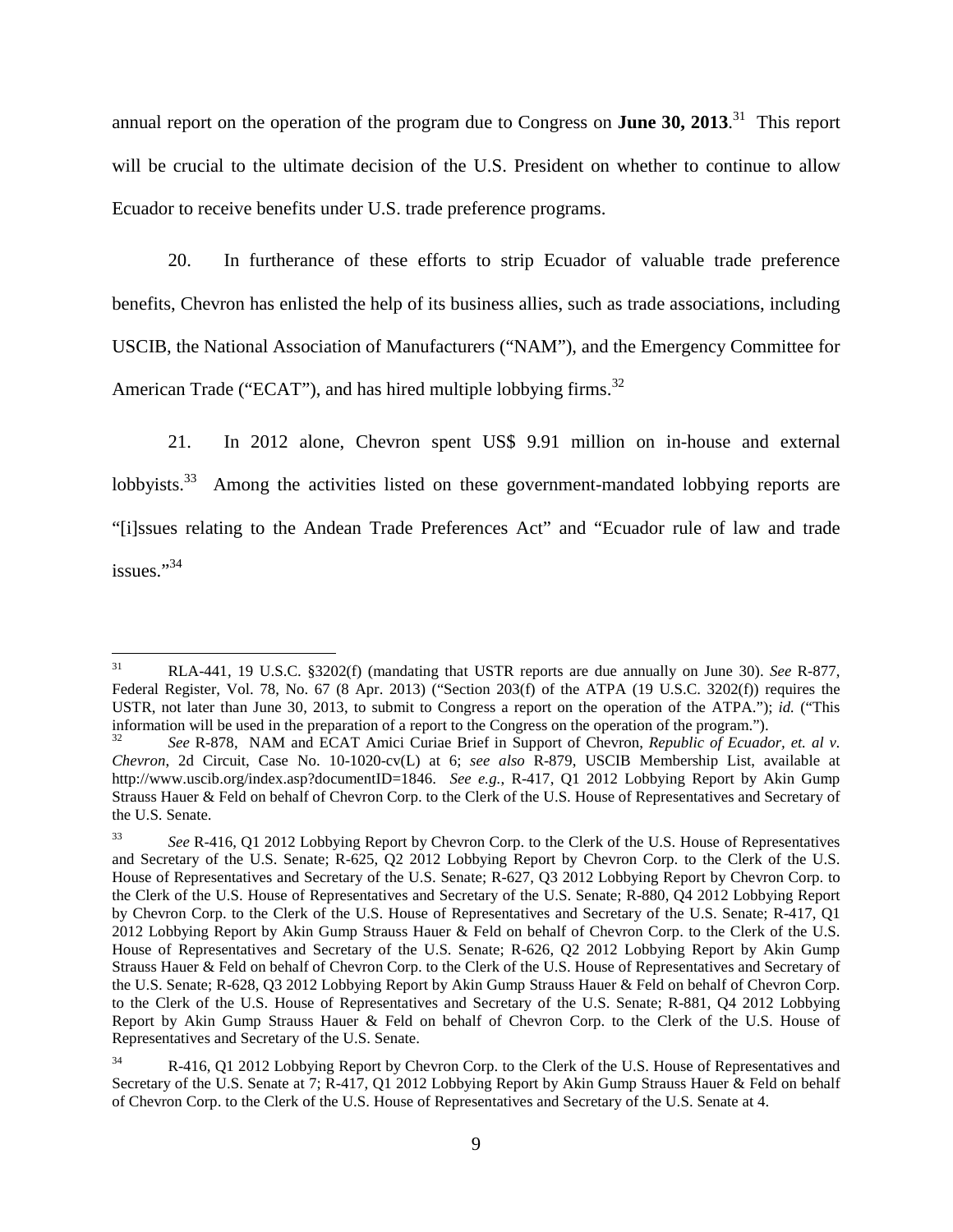annual report on the operation of the program due to Congress on **June 30, 2013**.[31] This report will be crucial to the ultimate decision of the U.S. President on whether to continue to allow Ecuador to receive benefits under U.S. trade preference programs.

20. In furtherance of these efforts to strip Ecuador of valuable trade preference benefits, Chevron has enlisted the help of its business allies, such as trade associations, including USCIB, the National Association of Manufacturers ("NAM"), and the Emergency Committee for American Trade ("ECAT"), and has hired multiple lobbying firms.[32]

21. In 2012 alone, Chevron spent US$ 9.91 million on in-house and external lobbyists.[33] Among the activities listed on these government-mandated lobbying reports are "[i]ssues relating to the Andean Trade Preferences Act" and "Ecuador rule of law and trade issues."[34]

---

[31] RLA-441, 19 U.S.C. §3202(f) (mandating that USTR reports are due annually on June 30). *See* R-877, Federal Register, Vol. 78, No. 67 (8 Apr. 2013) ("Section 203(f) of the ATPA (19 U.S.C. 3202(f)) requires the USTR, not later than June 30, 2013, to submit to Congress a report on the operation of the ATPA."); *id.* ("This information will be used in the preparation of a report to the Congress on the operation of the program.").

[32] *See* R-878, NAM and ECAT Amici Curiae Brief in Support of Chevron, *Republic of Ecuador, et. al v. Chevron*, 2d Circuit, Case No. 10-1020-cv(L) at 6; *see also* R-879, USCIB Membership List, available at http://www.uscib.org/index.asp?documentID=1846. *See e.g.*, R-417, Q1 2012 Lobbying Report by Akin Gump Strauss Hauer & Feld on behalf of Chevron Corp. to the Clerk of the U.S. House of Representatives and Secretary of the U.S. Senate.

[33] *See* R-416, Q1 2012 Lobbying Report by Chevron Corp. to the Clerk of the U.S. House of Representatives and Secretary of the U.S. Senate; R-625, Q2 2012 Lobbying Report by Chevron Corp. to the Clerk of the U.S. House of Representatives and Secretary of the U.S. Senate; R-627, Q3 2012 Lobbying Report by Chevron Corp. to the Clerk of the U.S. House of Representatives and Secretary of the U.S. Senate; R-880, Q4 2012 Lobbying Report by Chevron Corp. to the Clerk of the U.S. House of Representatives and Secretary of the U.S. Senate; R-417, Q1 2012 Lobbying Report by Akin Gump Strauss Hauer & Feld on behalf of Chevron Corp. to the Clerk of the U.S. House of Representatives and Secretary of the U.S. Senate; R-626, Q2 2012 Lobbying Report by Akin Gump Strauss Hauer & Feld on behalf of Chevron Corp. to the Clerk of the U.S. House of Representatives and Secretary of the U.S. Senate; R-628, Q3 2012 Lobbying Report by Akin Gump Strauss Hauer & Feld on behalf of Chevron Corp. to the Clerk of the U.S. House of Representatives and Secretary of the U.S. Senate; R-881, Q4 2012 Lobbying Report by Akin Gump Strauss Hauer & Feld on behalf of Chevron Corp. to the Clerk of the U.S. House of Representatives and Secretary of the U.S. Senate.

[34] R-416, Q1 2012 Lobbying Report by Chevron Corp. to the Clerk of the U.S. House of Representatives and Secretary of the U.S. Senate at 7; R-417, Q1 2012 Lobbying Report by Akin Gump Strauss Hauer & Feld on behalf of Chevron Corp. to the Clerk of the U.S. House of Representatives and Secretary of the U.S. Senate at 4.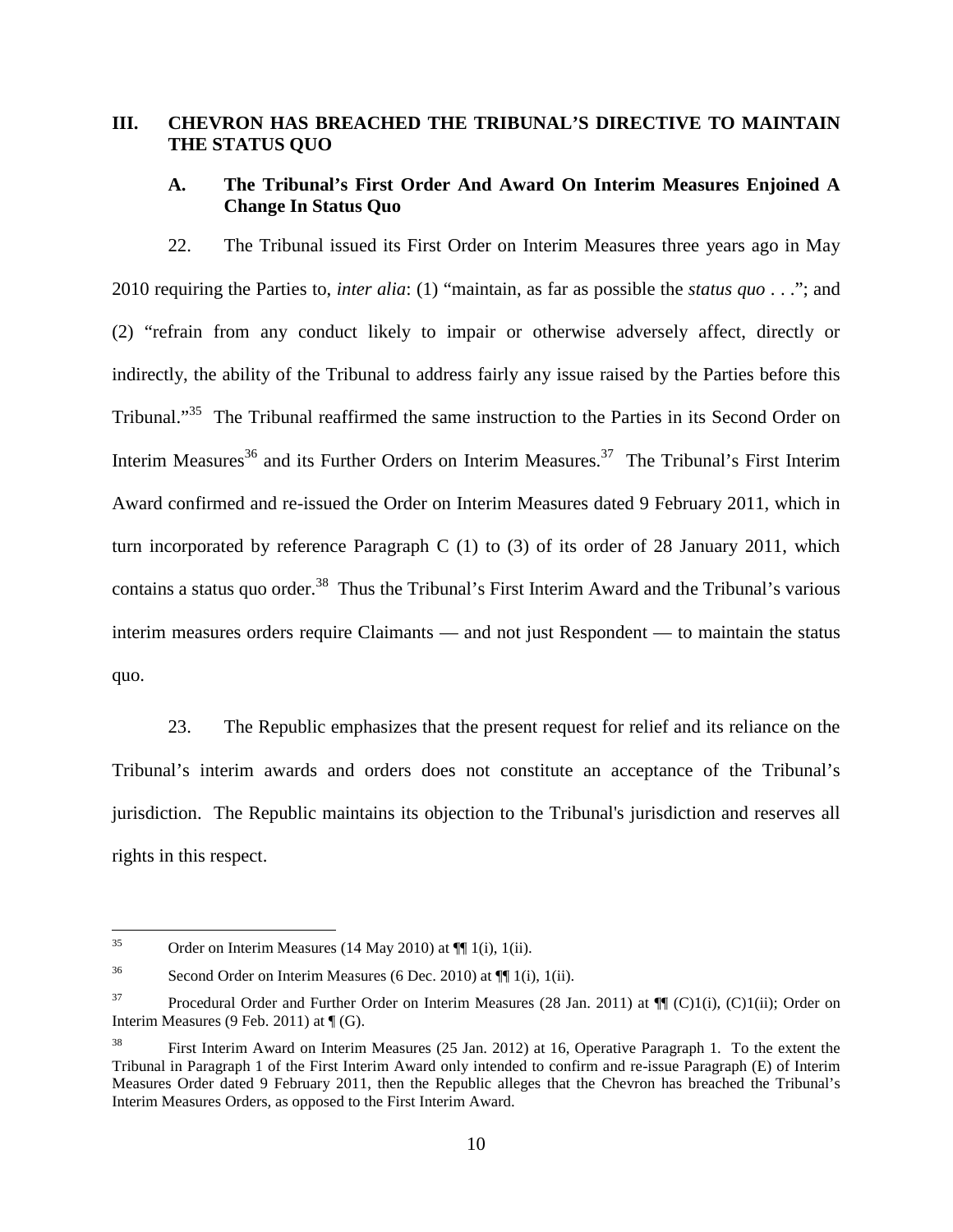## III. CHEVRON HAS BREACHED THE TRIBUNAL'S DIRECTIVE TO MAINTAIN THE STATUS QUO

### A. The Tribunal's First Order And Award On Interim Measures Enjoined A Change In Status Quo

22. The Tribunal issued its First Order on Interim Measures three years ago in May 2010 requiring the Parties to, *inter alia*: (1) "maintain, as far as possible the *status quo* . . ."; and (2) "refrain from any conduct likely to impair or otherwise adversely affect, directly or indirectly, the ability of the Tribunal to address fairly any issue raised by the Parties before this Tribunal."[35] The Tribunal reaffirmed the same instruction to the Parties in its Second Order on Interim Measures[36] and its Further Orders on Interim Measures.[37] The Tribunal's First Interim Award confirmed and re-issued the Order on Interim Measures dated 9 February 2011, which in turn incorporated by reference Paragraph C (1) to (3) of its order of 28 January 2011, which contains a status quo order.[38] Thus the Tribunal's First Interim Award and the Tribunal's various interim measures orders require Claimants — and not just Respondent — to maintain the status quo.

23. The Republic emphasizes that the present request for relief and its reliance on the Tribunal's interim awards and orders does not constitute an acceptance of the Tribunal's jurisdiction. The Republic maintains its objection to the Tribunal's jurisdiction and reserves all rights in this respect.

---

[35] Order on Interim Measures (14 May 2010) at ¶¶ 1(i), 1(ii).

[36] Second Order on Interim Measures (6 Dec. 2010) at ¶¶ 1(i), 1(ii).

[37] Procedural Order and Further Order on Interim Measures (28 Jan. 2011) at ¶¶ (C)1(i), (C)1(ii); Order on Interim Measures (9 Feb. 2011) at ¶ (G).

[38] First Interim Award on Interim Measures (25 Jan. 2012) at 16, Operative Paragraph 1. To the extent the Tribunal in Paragraph 1 of the First Interim Award only intended to confirm and re-issue Paragraph (E) of Interim Measures Order dated 9 February 2011, then the Republic alleges that the Chevron has breached the Tribunal's Interim Measures Orders, as opposed to the First Interim Award.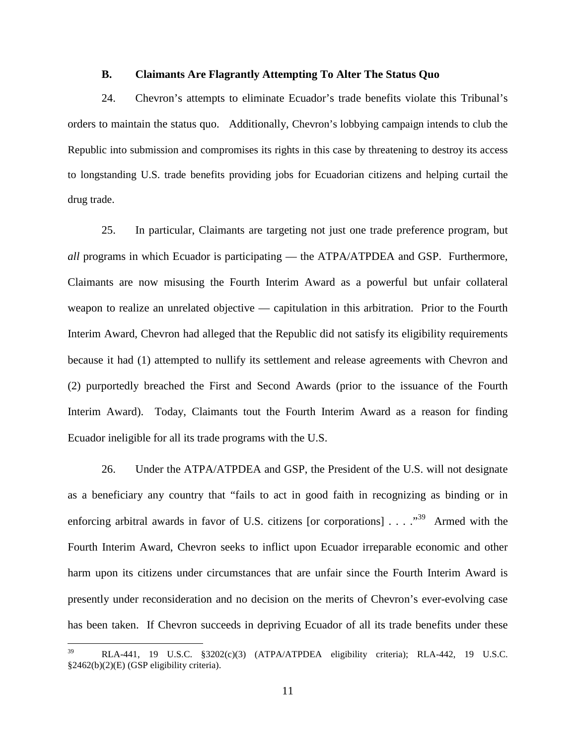### B. Claimants Are Flagrantly Attempting To Alter The Status Quo

24. Chevron's attempts to eliminate Ecuador's trade benefits violate this Tribunal's orders to maintain the status quo. Additionally, Chevron's lobbying campaign intends to club the Republic into submission and compromises its rights in this case by threatening to destroy its access to longstanding U.S. trade benefits providing jobs for Ecuadorian citizens and helping curtail the drug trade.

25. In particular, Claimants are targeting not just one trade preference program, but *all* programs in which Ecuador is participating — the ATPA/ATPDEA and GSP. Furthermore, Claimants are now misusing the Fourth Interim Award as a powerful but unfair collateral weapon to realize an unrelated objective — capitulation in this arbitration. Prior to the Fourth Interim Award, Chevron had alleged that the Republic did not satisfy its eligibility requirements because it had (1) attempted to nullify its settlement and release agreements with Chevron and (2) purportedly breached the First and Second Awards (prior to the issuance of the Fourth Interim Award). Today, Claimants tout the Fourth Interim Award as a reason for finding Ecuador ineligible for all its trade programs with the U.S.

26. Under the ATPA/ATPDEA and GSP, the President of the U.S. will not designate as a beneficiary any country that "fails to act in good faith in recognizing as binding or in enforcing arbitral awards in favor of U.S. citizens [or corporations] . . . ."[39] Armed with the Fourth Interim Award, Chevron seeks to inflict upon Ecuador irreparable economic and other harm upon its citizens under circumstances that are unfair since the Fourth Interim Award is presently under reconsideration and no decision on the merits of Chevron's ever-evolving case has been taken. If Chevron succeeds in depriving Ecuador of all its trade benefits under these

---

[39] RLA-441, 19 U.S.C. §3202(c)(3) (ATPA/ATPDEA eligibility criteria); RLA-442, 19 U.S.C. §2462(b)(2)(E) (GSP eligibility criteria).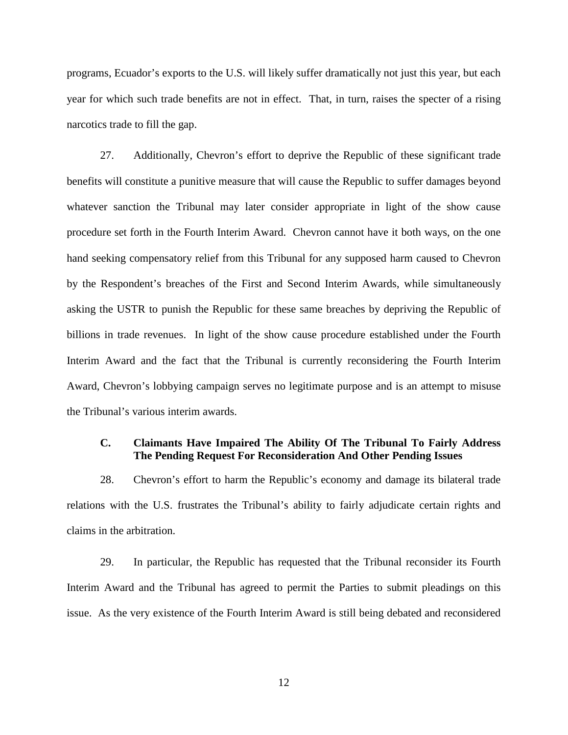programs, Ecuador's exports to the U.S. will likely suffer dramatically not just this year, but each year for which such trade benefits are not in effect. That, in turn, raises the specter of a rising narcotics trade to fill the gap.

27. Additionally, Chevron's effort to deprive the Republic of these significant trade benefits will constitute a punitive measure that will cause the Republic to suffer damages beyond whatever sanction the Tribunal may later consider appropriate in light of the show cause procedure set forth in the Fourth Interim Award. Chevron cannot have it both ways, on the one hand seeking compensatory relief from this Tribunal for any supposed harm caused to Chevron by the Respondent's breaches of the First and Second Interim Awards, while simultaneously asking the USTR to punish the Republic for these same breaches by depriving the Republic of billions in trade revenues. In light of the show cause procedure established under the Fourth Interim Award and the fact that the Tribunal is currently reconsidering the Fourth Interim Award, Chevron's lobbying campaign serves no legitimate purpose and is an attempt to misuse the Tribunal's various interim awards.

### C. Claimants Have Impaired The Ability Of The Tribunal To Fairly Address The Pending Request For Reconsideration And Other Pending Issues

28. Chevron's effort to harm the Republic's economy and damage its bilateral trade relations with the U.S. frustrates the Tribunal's ability to fairly adjudicate certain rights and claims in the arbitration.

29. In particular, the Republic has requested that the Tribunal reconsider its Fourth Interim Award and the Tribunal has agreed to permit the Parties to submit pleadings on this issue. As the very existence of the Fourth Interim Award is still being debated and reconsidered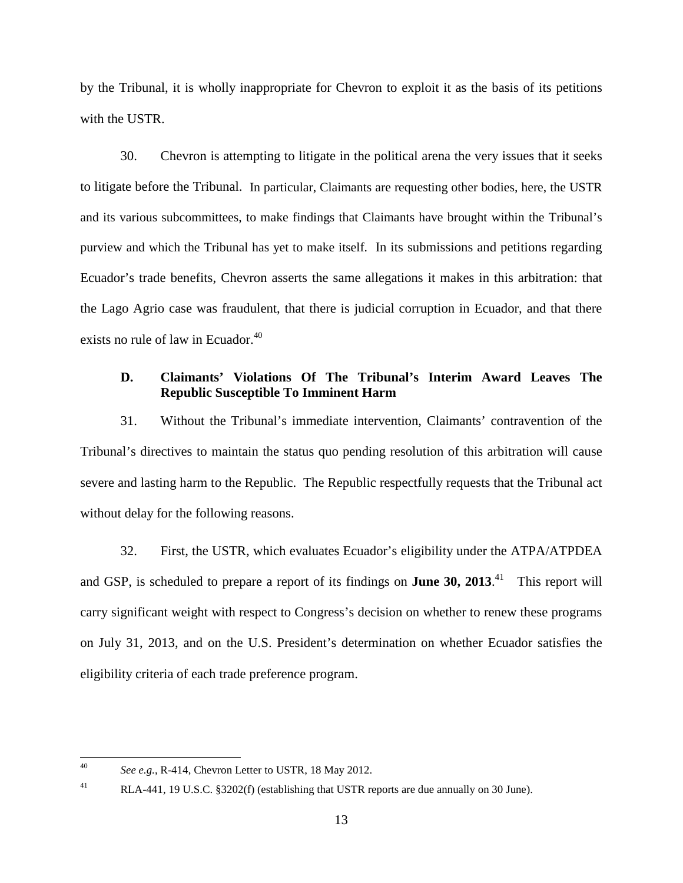by the Tribunal, it is wholly inappropriate for Chevron to exploit it as the basis of its petitions with the USTR.

30. Chevron is attempting to litigate in the political arena the very issues that it seeks to litigate before the Tribunal. In particular, Claimants are requesting other bodies, here, the USTR and its various subcommittees, to make findings that Claimants have brought within the Tribunal's purview and which the Tribunal has yet to make itself. In its submissions and petitions regarding Ecuador's trade benefits, Chevron asserts the same allegations it makes in this arbitration: that the Lago Agrio case was fraudulent, that there is judicial corruption in Ecuador, and that there exists no rule of law in Ecuador.[40]

### D. Claimants' Violations Of The Tribunal's Interim Award Leaves The Republic Susceptible To Imminent Harm

31. Without the Tribunal's immediate intervention, Claimants' contravention of the Tribunal's directives to maintain the status quo pending resolution of this arbitration will cause severe and lasting harm to the Republic. The Republic respectfully requests that the Tribunal act without delay for the following reasons.

32. First, the USTR, which evaluates Ecuador's eligibility under the ATPA/ATPDEA and GSP, is scheduled to prepare a report of its findings on **June 30, 2013**.[41] This report will carry significant weight with respect to Congress's decision on whether to renew these programs on July 31, 2013, and on the U.S. President's determination on whether Ecuador satisfies the eligibility criteria of each trade preference program.

---

[40] *See e.g.*, R-414, Chevron Letter to USTR, 18 May 2012.

[41] RLA-441, 19 U.S.C. §3202(f) (establishing that USTR reports are due annually on 30 June).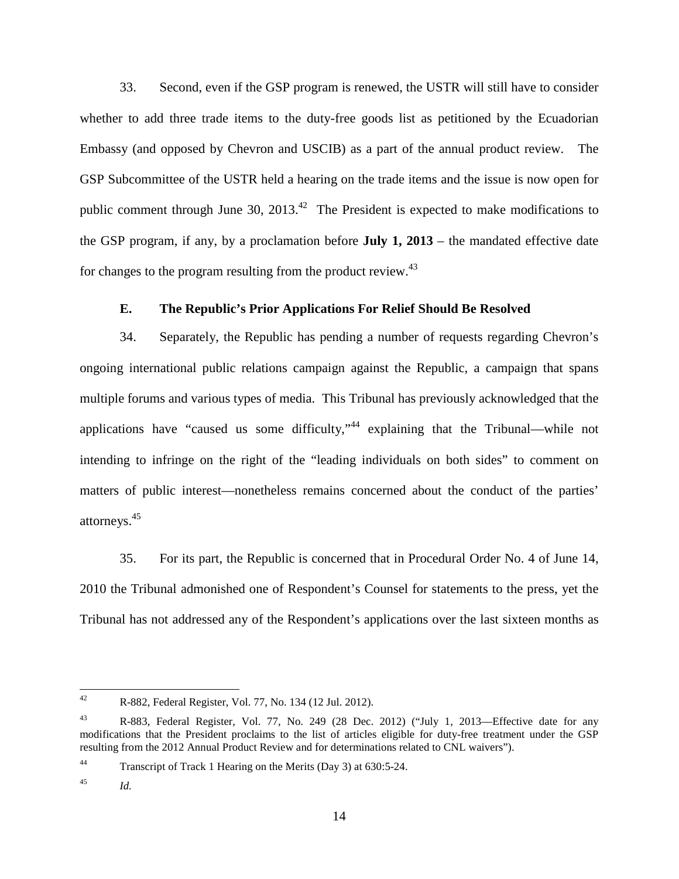33. Second, even if the GSP program is renewed, the USTR will still have to consider whether to add three trade items to the duty-free goods list as petitioned by the Ecuadorian Embassy (and opposed by Chevron and USCIB) as a part of the annual product review. The GSP Subcommittee of the USTR held a hearing on the trade items and the issue is now open for public comment through June 30, 2013.[42] The President is expected to make modifications to the GSP program, if any, by a proclamation before **July 1, 2013** – the mandated effective date for changes to the program resulting from the product review.[43]

### E. The Republic's Prior Applications For Relief Should Be Resolved

34. Separately, the Republic has pending a number of requests regarding Chevron's ongoing international public relations campaign against the Republic, a campaign that spans multiple forums and various types of media. This Tribunal has previously acknowledged that the applications have "caused us some difficulty,"[44] explaining that the Tribunal—while not intending to infringe on the right of the "leading individuals on both sides" to comment on matters of public interest—nonetheless remains concerned about the conduct of the parties' attorneys.[45]

35. For its part, the Republic is concerned that in Procedural Order No. 4 of June 14, 2010 the Tribunal admonished one of Respondent's Counsel for statements to the press, yet the Tribunal has not addressed any of the Respondent's applications over the last sixteen months as

---

[42] R-882, Federal Register, Vol. 77, No. 134 (12 Jul. 2012).

[43] R-883, Federal Register, Vol. 77, No. 249 (28 Dec. 2012) ("July 1, 2013—Effective date for any modifications that the President proclaims to the list of articles eligible for duty-free treatment under the GSP resulting from the 2012 Annual Product Review and for determinations related to CNL waivers").

[44] Transcript of Track 1 Hearing on the Merits (Day 3) at 630:5-24.

[45] *Id.*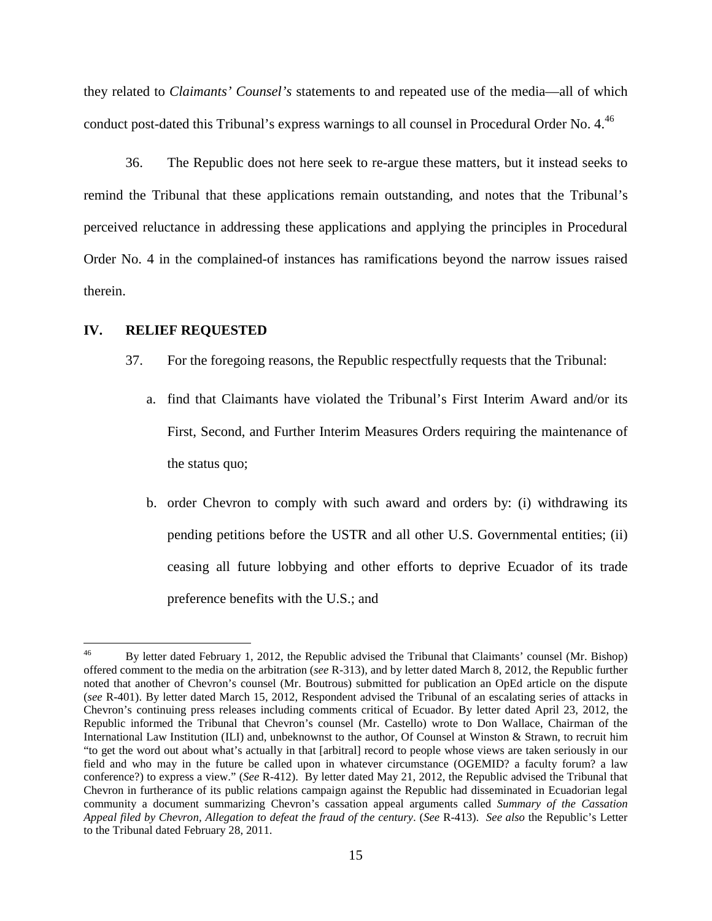they related to *Claimants' Counsel's* statements to and repeated use of the media—all of which conduct post-dated this Tribunal's express warnings to all counsel in Procedural Order No. 4.[46]

36. The Republic does not here seek to re-argue these matters, but it instead seeks to remind the Tribunal that these applications remain outstanding, and notes that the Tribunal's perceived reluctance in addressing these applications and applying the principles in Procedural Order No. 4 in the complained-of instances has ramifications beyond the narrow issues raised therein.

## IV. RELIEF REQUESTED

37. For the foregoing reasons, the Republic respectfully requests that the Tribunal:

a. find that Claimants have violated the Tribunal's First Interim Award and/or its First, Second, and Further Interim Measures Orders requiring the maintenance of the status quo;

b. order Chevron to comply with such award and orders by: (i) withdrawing its pending petitions before the USTR and all other U.S. Governmental entities; (ii) ceasing all future lobbying and other efforts to deprive Ecuador of its trade preference benefits with the U.S.; and

---

[46] By letter dated February 1, 2012, the Republic advised the Tribunal that Claimants' counsel (Mr. Bishop) offered comment to the media on the arbitration (*see* R-313), and by letter dated March 8, 2012, the Republic further noted that another of Chevron's counsel (Mr. Boutrous) submitted for publication an OpEd article on the dispute (*see* R-401). By letter dated March 15, 2012, Respondent advised the Tribunal of an escalating series of attacks in Chevron's continuing press releases including comments critical of Ecuador. By letter dated April 23, 2012, the Republic informed the Tribunal that Chevron's counsel (Mr. Castello) wrote to Don Wallace, Chairman of the International Law Institution (ILI) and, unbeknownst to the author, Of Counsel at Winston & Strawn, to recruit him "to get the word out about what's actually in that [arbitral] record to people whose views are taken seriously in our field and who may in the future be called upon in whatever circumstance (OGEMID? a faculty forum? a law conference?) to express a view." (*See* R-412). By letter dated May 21, 2012, the Republic advised the Tribunal that Chevron in furtherance of its public relations campaign against the Republic had disseminated in Ecuadorian legal community a document summarizing Chevron's cassation appeal arguments called *Summary of the Cassation Appeal filed by Chevron, Allegation to defeat the fraud of the century*. (*See* R-413). *See also* the Republic's Letter to the Tribunal dated February 28, 2011.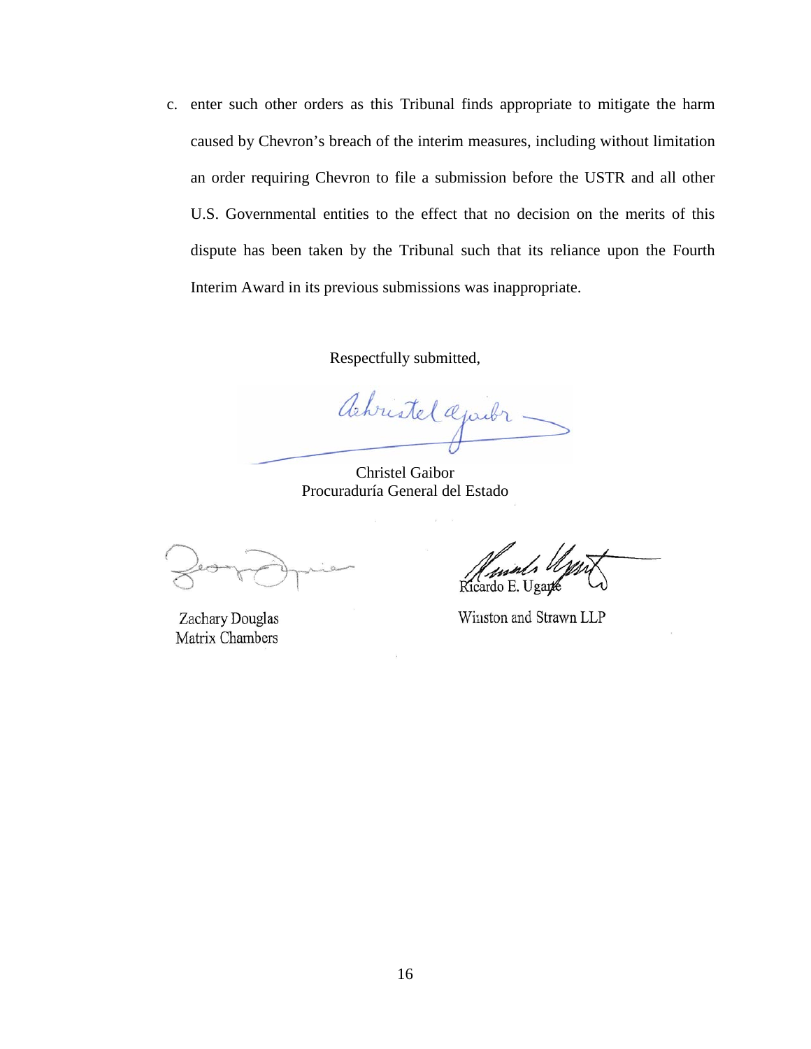c. enter such other orders as this Tribunal finds appropriate to mitigate the harm caused by Chevron's breach of the interim measures, including without limitation an order requiring Chevron to file a submission before the USTR and all other U.S. Governmental entities to the effect that no decision on the merits of this dispute has been taken by the Tribunal such that its reliance upon the Fourth Interim Award in its previous submissions was inappropriate.

Respectfully submitted,

Christel Gaibor
Procuraduría General del Estado

Zachary Douglas
Matrix Chambers

Ricardo E. Ugarte
Winston and Strawn LLP